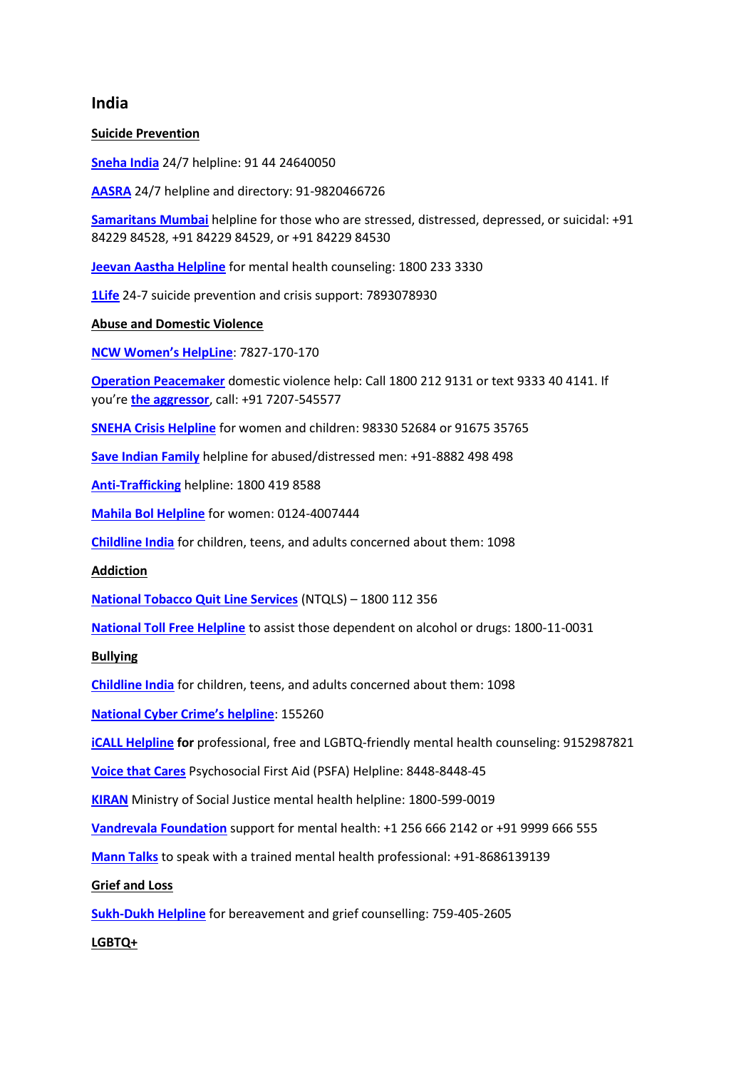## India

**Suicide Prevention**

**Sneha India** 24/7 helpline: 91 44 24640050

**AASRA** 24/7 helpline and directory: 91-9820466726

**Samaritans Mumbai** helpline for those who are stressed, distressed, depressed, or suicidal: +91 84229 84528, +91 84229 84529, or +91 84229 84530

**Jeevan Aastha Helpline** for mental health counseling: 1800 233 3330

**1Life** 24-7 suicide prevention and crisis support: 7893078930

**Abuse and Domestic Violence**

**NCW Women's HelpLine**: 7827-170-170

**Operation Peacemaker** domestic violence help: Call 1800 212 9131 or text 9333 40 4141. If you're **the aggressor**, call: +91 7207-545577

**SNEHA Crisis Helpline** for women and children: 98330 52684 or 91675 35765

**Save Indian Family** helpline for abused/distressed men: +91-8882 498 498

**Anti-Trafficking** helpline: 1800 419 8588

**Mahila Bol Helpline** for women: 0124-4007444

**Childline India** for children, teens, and adults concerned about them: 1098

**Addiction**

**National Tobacco Quit Line Services** (NTQLS) – 1800 112 356

**National Toll Free Helpline** to assist those dependent on alcohol or drugs: 1800-11-0031

**Bullying**

**Childline India** for children, teens, and adults concerned about them: 1098

**National Cyber Crime's helpline**: 155260

**iCALL Helpline** **for** professional, free and LGBTQ-friendly mental health counseling: 9152987821

**Voice that Cares** Psychosocial First Aid (PSFA) Helpline: 8448-8448-45

**KIRAN** Ministry of Social Justice mental health helpline: 1800-599-0019

**Vandrevala Foundation** support for mental health: +1 256 666 2142 or +91 9999 666 555

**Mann Talks** to speak with a trained mental health professional: +91-8686139139

**Grief and Loss**

**Sukh-Dukh Helpline** for bereavement and grief counselling: 759-405-2605

**LGBTQ+**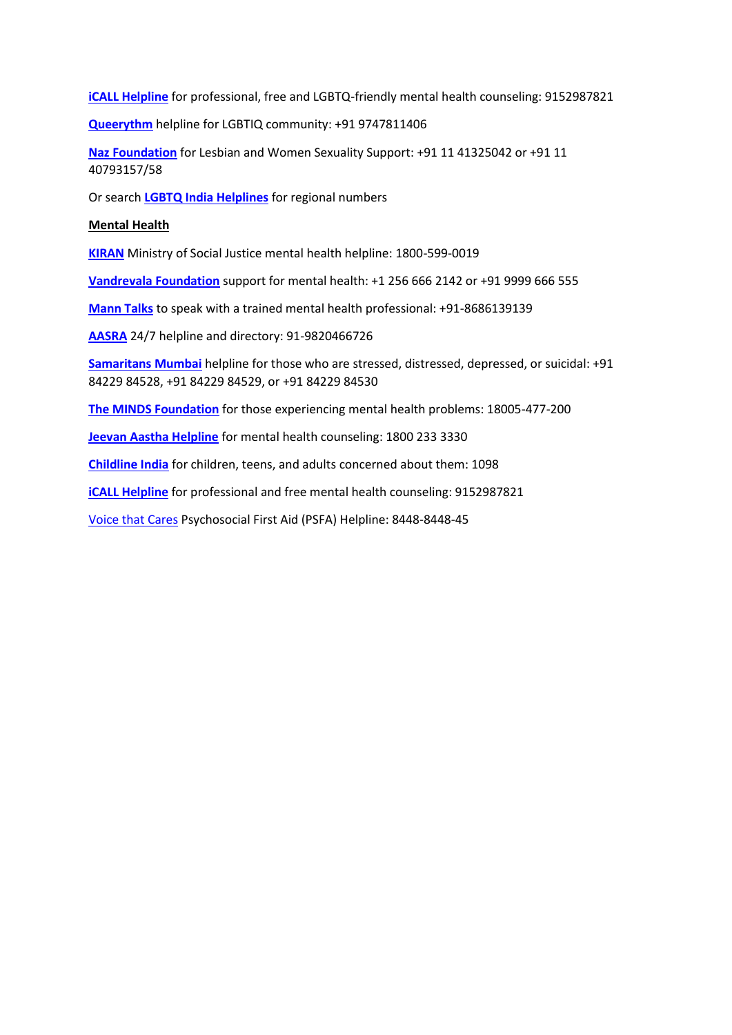**iCALL Helpline** for professional, free and LGBTQ-friendly mental health counseling: 9152987821

**Queerythm** helpline for LGBTIQ community: +91 9747811406

**Naz Foundation** for Lesbian and Women Sexuality Support: +91 11 41325042 or +91 11 40793157/58

Or search **LGBTQ India Helplines** for regional numbers

**Mental Health**

**KIRAN** Ministry of Social Justice mental health helpline: 1800-599-0019

**Vandrevala Foundation** support for mental health: +1 256 666 2142 or +91 9999 666 555

**Mann Talks** to speak with a trained mental health professional: +91-8686139139

**AASRA** 24/7 helpline and directory: 91-9820466726

**Samaritans Mumbai** helpline for those who are stressed, distressed, depressed, or suicidal: +91 84229 84528, +91 84229 84529, or +91 84229 84530

**The MINDS Foundation** for those experiencing mental health problems: 18005-477-200

**Jeevan Aastha Helpline** for mental health counseling: 1800 233 3330

**Childline India** for children, teens, and adults concerned about them: 1098

**iCALL Helpline** for professional and free mental health counseling: 9152987821

Voice that Cares Psychosocial First Aid (PSFA) Helpline: 8448-8448-45